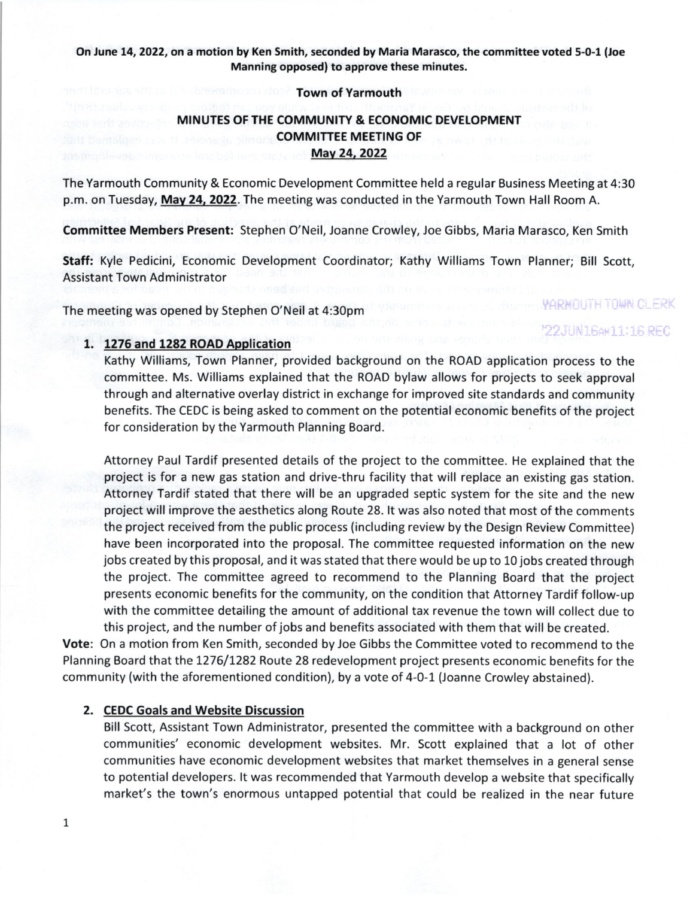**On June 14, 2022, on a motion by Ken Smith, seconded by Maria Marasco, the committee voted 5-0-1 (Joe Manning opposed) to approve these minutes.**

**Town of Yarmouth**

# MINUTES OF THE COMMUNITY & ECONOMIC DEVELOPMENT COMMITTEE MEETING OF May 24, 2022

The Yarmouth Community & Economic Development Committee held a regular Business Meeting at 4:30 p.m. on Tuesday, **May 24, 2022**. The meeting was conducted in the Yarmouth Town Hall Room A.

**Committee Members Present:** Stephen O'Neil, Joanne Crowley, Joe Gibbs, Maria Marasco, Ken Smith

**Staff:** Kyle Pedicini, Economic Development Coordinator; Kathy Williams Town Planner; Bill Scott, Assistant Town Administrator

YARMOUTH TOWN CLERK
'22JUN16AM11:16 REC

The meeting was opened by Stephen O'Neil at 4:30pm

1. **1276 and 1282 ROAD Application**

   Kathy Williams, Town Planner, provided background on the ROAD application process to the committee. Ms. Williams explained that the ROAD bylaw allows for projects to seek approval through and alternative overlay district in exchange for improved site standards and community benefits. The CEDC is being asked to comment on the potential economic benefits of the project for consideration by the Yarmouth Planning Board.

   Attorney Paul Tardif presented details of the project to the committee. He explained that the project is for a new gas station and drive-thru facility that will replace an existing gas station. Attorney Tardif stated that there will be an upgraded septic system for the site and the new project will improve the aesthetics along Route 28. It was also noted that most of the comments the project received from the public process (including review by the Design Review Committee) have been incorporated into the proposal. The committee requested information on the new jobs created by this proposal, and it was stated that there would be up to 10 jobs created through the project. The committee agreed to recommend to the Planning Board that the project presents economic benefits for the community, on the condition that Attorney Tardif follow-up with the committee detailing the amount of additional tax revenue the town will collect due to this project, and the number of jobs and benefits associated with them that will be created.

**Vote**: On a motion from Ken Smith, seconded by Joe Gibbs the Committee voted to recommend to the Planning Board that the 1276/1282 Route 28 redevelopment project presents economic benefits for the community (with the aforementioned condition), by a vote of 4-0-1 (Joanne Crowley abstained).

2. **CEDC Goals and Website Discussion**

   Bill Scott, Assistant Town Administrator, presented the committee with a background on other communities' economic development websites. Mr. Scott explained that a lot of other communities have economic development websites that market themselves in a general sense to potential developers. It was recommended that Yarmouth develop a website that specifically market's the town's enormous untapped potential that could be realized in the near future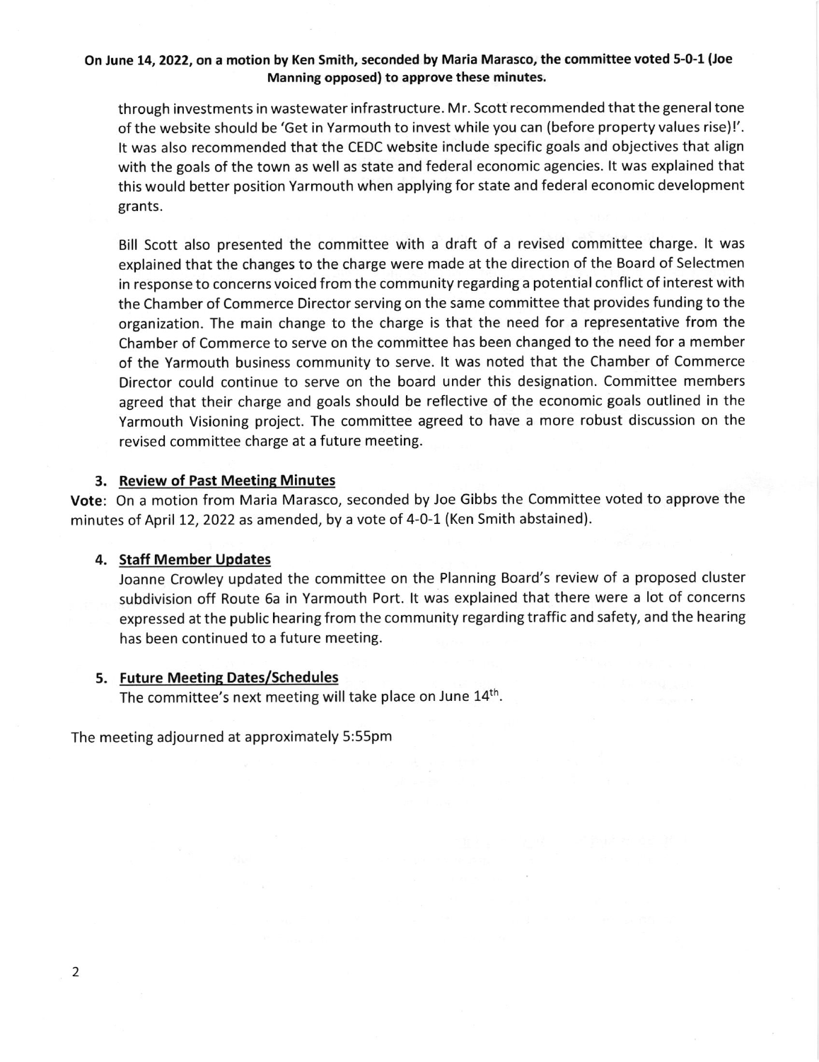**On June 14, 2022, on a motion by Ken Smith, seconded by Maria Marasco, the committee voted 5-0-1 (Joe Manning opposed) to approve these minutes.**

through investments in wastewater infrastructure. Mr. Scott recommended that the general tone of the website should be 'Get in Yarmouth to invest while you can (before property values rise)!'. It was also recommended that the CEDC website include specific goals and objectives that align with the goals of the town as well as state and federal economic agencies. It was explained that this would better position Yarmouth when applying for state and federal economic development grants.

Bill Scott also presented the committee with a draft of a revised committee charge. It was explained that the changes to the charge were made at the direction of the Board of Selectmen in response to concerns voiced from the community regarding a potential conflict of interest with the Chamber of Commerce Director serving on the same committee that provides funding to the organization. The main change to the charge is that the need for a representative from the Chamber of Commerce to serve on the committee has been changed to the need for a member of the Yarmouth business community to serve. It was noted that the Chamber of Commerce Director could continue to serve on the board under this designation. Committee members agreed that their charge and goals should be reflective of the economic goals outlined in the Yarmouth Visioning project. The committee agreed to have a more robust discussion on the revised committee charge at a future meeting.

3. **Review of Past Meeting Minutes**

**Vote**: On a motion from Maria Marasco, seconded by Joe Gibbs the Committee voted to approve the minutes of April 12, 2022 as amended, by a vote of 4-0-1 (Ken Smith abstained).

4. **Staff Member Updates**

   Joanne Crowley updated the committee on the Planning Board's review of a proposed cluster subdivision off Route 6a in Yarmouth Port. It was explained that there were a lot of concerns expressed at the public hearing from the community regarding traffic and safety, and the hearing has been continued to a future meeting.

5. **Future Meeting Dates/Schedules**

   The committee's next meeting will take place on June 14th.

The meeting adjourned at approximately 5:55pm